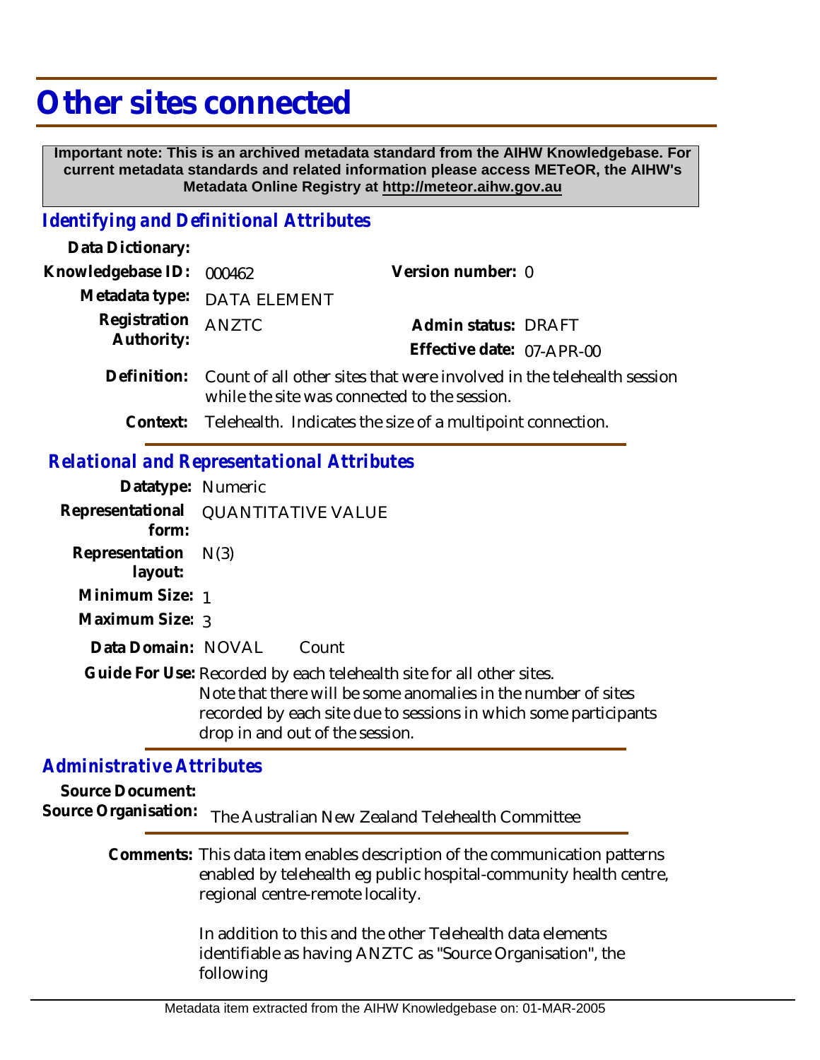# Other sites connected

**Important note: This is an archived metadata standard from the AIHW Knowledgebase. For current metadata standards and related information please access METeOR, the AIHW's Metadata Online Registry at http://meteor.aihw.gov.au**

## *Identifying and Definitional Attributes*

**Data Dictionary:**

**Knowledgebase ID:** 000462

**Version number:** 0

**Metadata type:** DATA ELEMENT

**Registration Authority:** ANZTC

**Admin status:** DRAFT

**Effective date:** 07-APR-00

**Definition:** Count of all other sites that were involved in the telehealth session while the site was connected to the session.

**Context:** Telehealth. Indicates the size of a multipoint connection.

## *Relational and Representational Attributes*

**Datatype:** Numeric

**Representational form:** QUANTITATIVE VALUE

**Representation layout:** N(3)

**Minimum Size:** 1

**Maximum Size:** 3

**Data Domain:** NOVAL Count

**Guide For Use:** Recorded by each telehealth site for all other sites. Note that there will be some anomalies in the number of sites recorded by each site due to sessions in which some participants drop in and out of the session.

## *Administrative Attributes*

**Source Document:**

**Source Organisation:** The Australian New Zealand Telehealth Committee

**Comments:** This data item enables description of the communication patterns enabled by telehealth eg public hospital-community health centre, regional centre-remote locality.

In addition to this and the other Telehealth data elements identifiable as having ANZTC as "Source Organisation", the following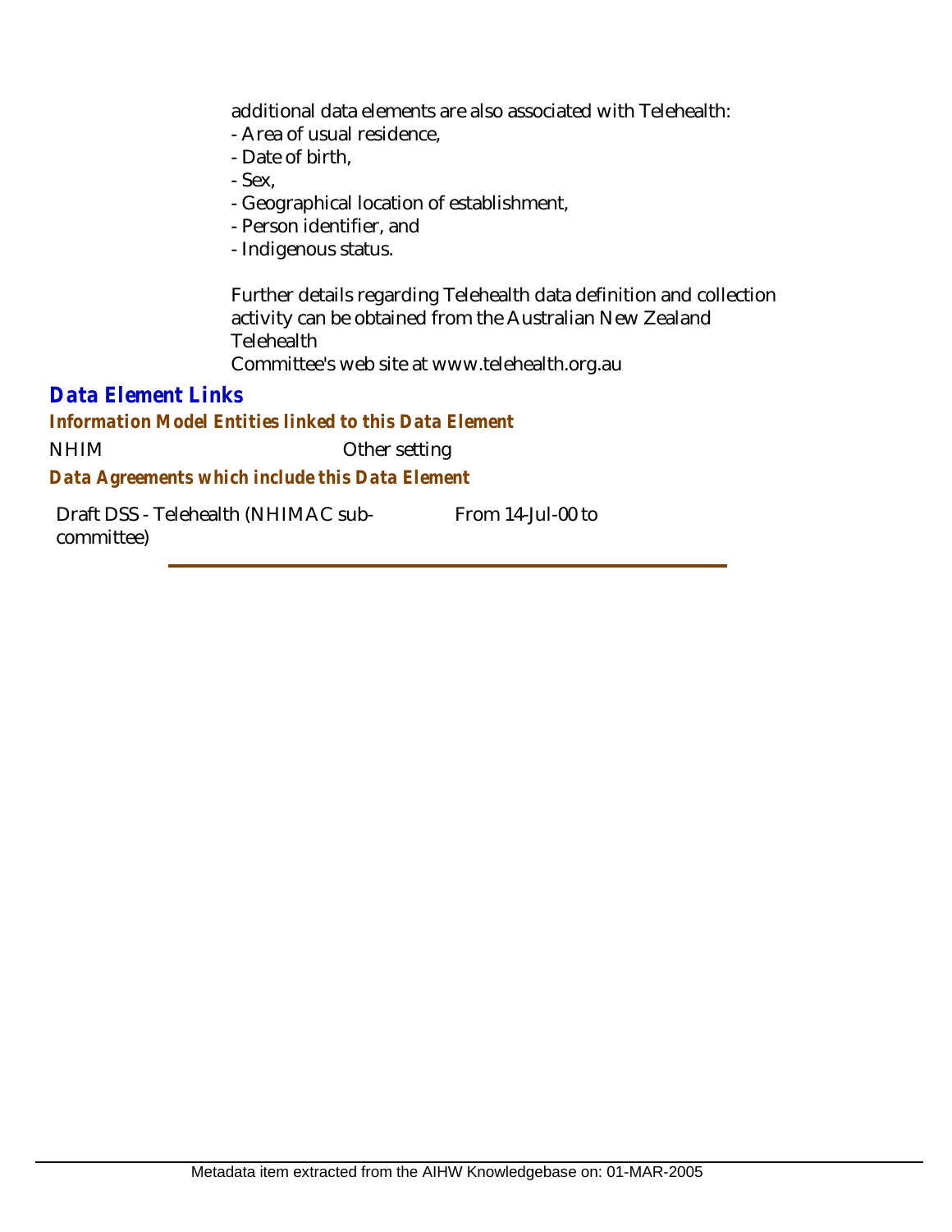additional data elements are also associated with Telehealth:
- Area of usual residence,
- Date of birth,
- Sex,
- Geographical location of establishment,
- Person identifier, and
- Indigenous status.

Further details regarding Telehealth data definition and collection activity can be obtained from the Australian New Zealand Telehealth
Committee's web site at www.telehealth.org.au

## Data Element Links

### Information Model Entities linked to this Data Element

| | |
|---|---|
| NHIM | Other setting |

### Data Agreements which include this Data Element

| | |
|---|---|
| Draft DSS - Telehealth (NHIMAC sub-committee) | From 14-Jul-00 to |